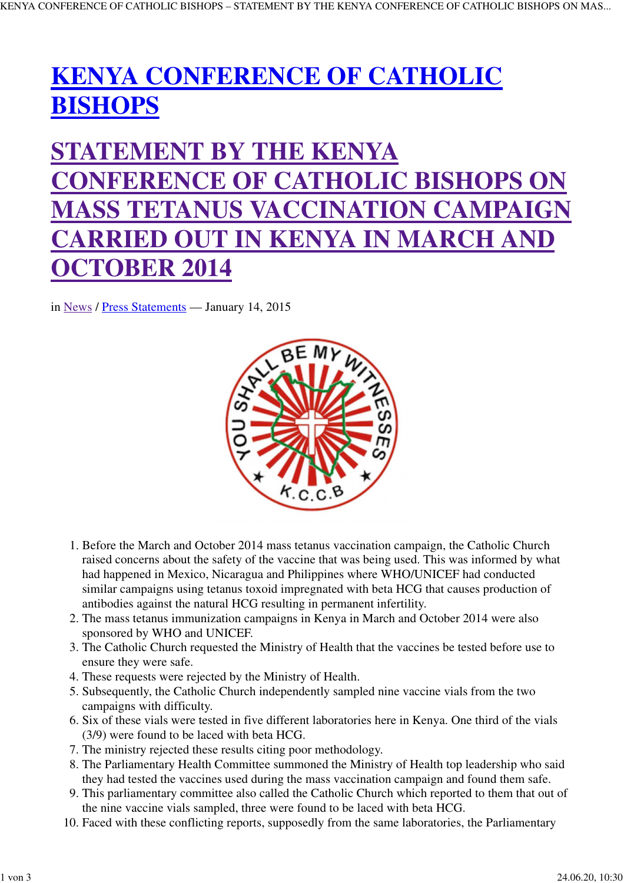# KENYA CONFERENCE OF CATHOLIC BISHOPS

# STATEMENT BY THE KENYA CONFERENCE OF CATHOLIC BISHOPS ON MASS TETANUS VACCINATION CAMPAIGN CARRIED OUT IN KENYA IN MARCH AND OCTOBER 2014

in News / Press Statements — January 14, 2015

1. Before the March and October 2014 mass tetanus vaccination campaign, the Catholic Church raised concerns about the safety of the vaccine that was being used. This was informed by what had happened in Mexico, Nicaragua and Philippines where WHO/UNICEF had conducted similar campaigns using tetanus toxoid impregnated with beta HCG that causes production of antibodies against the natural HCG resulting in permanent infertility.
2. The mass tetanus immunization campaigns in Kenya in March and October 2014 were also sponsored by WHO and UNICEF.
3. The Catholic Church requested the Ministry of Health that the vaccines be tested before use to ensure they were safe.
4. These requests were rejected by the Ministry of Health.
5. Subsequently, the Catholic Church independently sampled nine vaccine vials from the two campaigns with difficulty.
6. Six of these vials were tested in five different laboratories here in Kenya. One third of the vials (3/9) were found to be laced with beta HCG.
7. The ministry rejected these results citing poor methodology.
8. The Parliamentary Health Committee summoned the Ministry of Health top leadership who said they had tested the vaccines used during the mass vaccination campaign and found them safe.
9. This parliamentary committee also called the Catholic Church which reported to them that out of the nine vaccine vials sampled, three were found to be laced with beta HCG.
10. Faced with these conflicting reports, supposedly from the same laboratories, the Parliamentary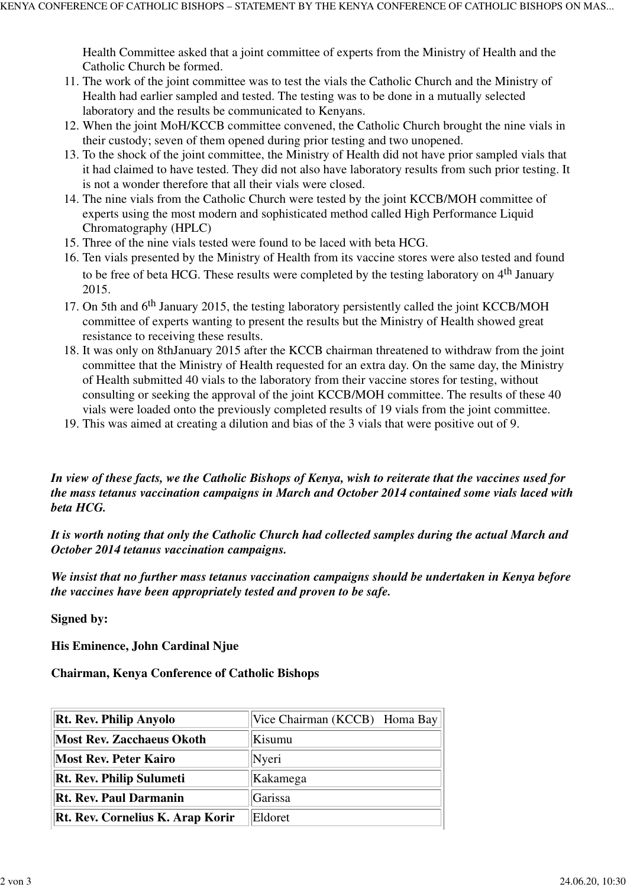Health Committee asked that a joint committee of experts from the Ministry of Health and the Catholic Church be formed.

11. The work of the joint committee was to test the vials the Catholic Church and the Ministry of Health had earlier sampled and tested. The testing was to be done in a mutually selected laboratory and the results be communicated to Kenyans.
12. When the joint MoH/KCCB committee convened, the Catholic Church brought the nine vials in their custody; seven of them opened during prior testing and two unopened.
13. To the shock of the joint committee, the Ministry of Health did not have prior sampled vials that it had claimed to have tested. They did not also have laboratory results from such prior testing. It is not a wonder therefore that all their vials were closed.
14. The nine vials from the Catholic Church were tested by the joint KCCB/MOH committee of experts using the most modern and sophisticated method called High Performance Liquid Chromatography (HPLC)
15. Three of the nine vials tested were found to be laced with beta HCG.
16. Ten vials presented by the Ministry of Health from its vaccine stores were also tested and found to be free of beta HCG. These results were completed by the testing laboratory on 4th January 2015.
17. On 5th and 6th January 2015, the testing laboratory persistently called the joint KCCB/MOH committee of experts wanting to present the results but the Ministry of Health showed great resistance to receiving these results.
18. It was only on 8thJanuary 2015 after the KCCB chairman threatened to withdraw from the joint committee that the Ministry of Health requested for an extra day. On the same day, the Ministry of Health submitted 40 vials to the laboratory from their vaccine stores for testing, without consulting or seeking the approval of the joint KCCB/MOH committee. The results of these 40 vials were loaded onto the previously completed results of 19 vials from the joint committee.
19. This was aimed at creating a dilution and bias of the 3 vials that were positive out of 9.

***In view of these facts, we the Catholic Bishops of Kenya, wish to reiterate that the vaccines used for the mass tetanus vaccination campaigns in March and October 2014 contained some vials laced with beta HCG.***

***It is worth noting that only the Catholic Church had collected samples during the actual March and October 2014 tetanus vaccination campaigns.***

***We insist that no further mass tetanus vaccination campaigns should be undertaken in Kenya before the vaccines have been appropriately tested and proven to be safe.***

**Signed by:**

**His Eminence, John Cardinal Njue**

**Chairman, Kenya Conference of Catholic Bishops**

| | |
|---|---|
| **Rt. Rev. Philip Anyolo** | Vice Chairman (KCCB) Homa Bay |
| **Most Rev. Zacchaeus Okoth** | Kisumu |
| **Most Rev. Peter Kairo** | Nyeri |
| **Rt. Rev. Philip Sulumeti** | Kakamega |
| **Rt. Rev. Paul Darmanin** | Garissa |
| **Rt. Rev. Cornelius K. Arap Korir** | Eldoret |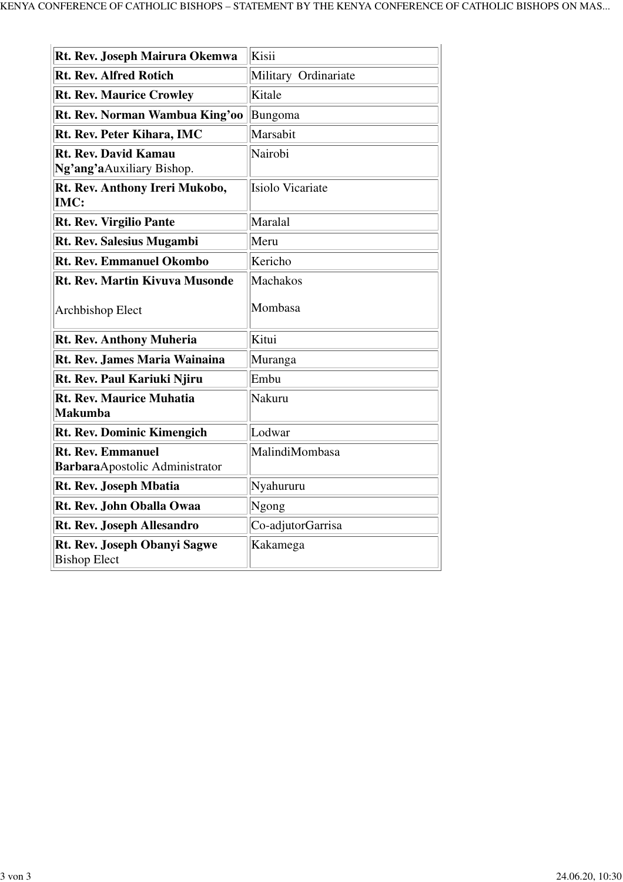| | |
|---|---|
| **Rt. Rev. Joseph Mairura Okemwa** | Kisii |
| **Rt. Rev. Alfred Rotich** | Military Ordinariate |
| **Rt. Rev. Maurice Crowley** | Kitale |
| **Rt. Rev. Norman Wambua King'oo** | Bungoma |
| **Rt. Rev. Peter Kihara, IMC** | Marsabit |
| **Rt. Rev. David Kamau Ng'ang'a**Auxiliary Bishop. | Nairobi |
| **Rt. Rev. Anthony Ireri Mukobo, IMC:** | Isiolo Vicariate |
| **Rt. Rev. Virgilio Pante** | Maralal |
| **Rt. Rev. Salesius Mugambi** | Meru |
| **Rt. Rev. Emmanuel Okombo** | Kericho |
| **Rt. Rev. Martin Kivuva Musonde** Archbishop Elect | Machakos Mombasa |
| **Rt. Rev. Anthony Muheria** | Kitui |
| **Rt. Rev. James Maria Wainaina** | Muranga |
| **Rt. Rev. Paul Kariuki Njiru** | Embu |
| **Rt. Rev. Maurice Muhatia Makumba** | Nakuru |
| **Rt. Rev. Dominic Kimengich** | Lodwar |
| **Rt. Rev. Emmanuel Barbara**Apostolic Administrator | MalindiMombasa |
| **Rt. Rev. Joseph Mbatia** | Nyahururu |
| **Rt. Rev. John Oballa Owaa** | Ngong |
| **Rt. Rev. Joseph Allesandro** | Co-adjutorGarrisa |
| **Rt. Rev. Joseph Obanyi Sagwe** Bishop Elect | Kakamega |